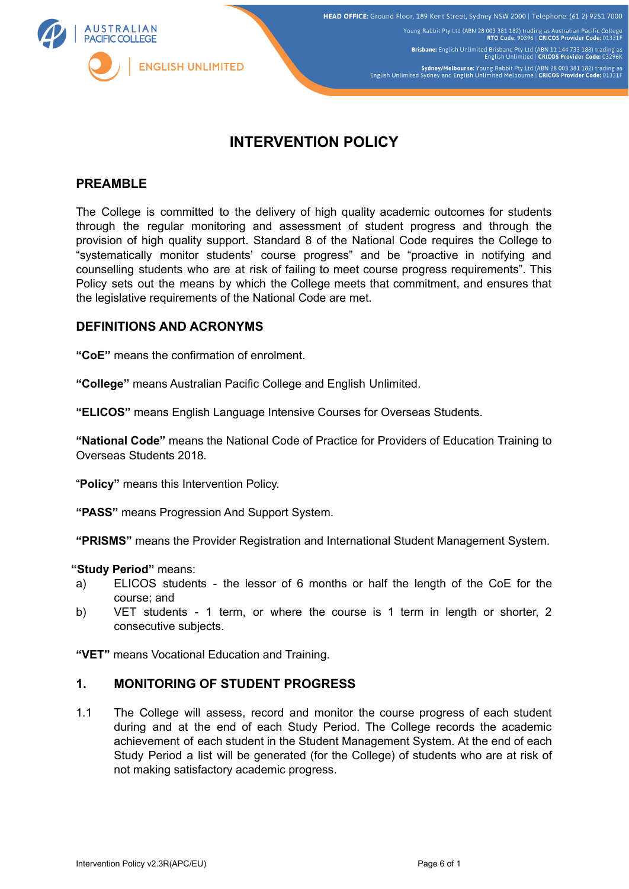# INTERVENTION POLICY

## PREAMBLE

The College is committed to the delivery of high quality academic outcomes for students through the regular monitoring and assessment of student progress and through the provision of high quality support. Standard 8 of the National Code requires the College to "systematically monitor students' course progress" and be "proactive in notifying and counselling students who are at risk of failing to meet course progress requirements". This Policy sets out the means by which the College meets that commitment, and ensures that the legislative requirements of the National Code are met.

## DEFINITIONS AND ACRONYMS

**"CoE"** means the confirmation of enrolment.

**"College"** means Australian Pacific College and English Unlimited.

**"ELICOS"** means English Language Intensive Courses for Overseas Students.

**"National Code"** means the National Code of Practice for Providers of Education Training to Overseas Students 2018.

"**Policy"** means this Intervention Policy.

**"PASS"** means Progression And Support System.

**"PRISMS"** means the Provider Registration and International Student Management System.

**"Study Period"** means:

a) ELICOS students - the lessor of 6 months or half the length of the CoE for the course; and

b) VET students - 1 term, or where the course is 1 term in length or shorter, 2 consecutive subjects.

**"VET"** means Vocational Education and Training.

## 1. MONITORING OF STUDENT PROGRESS

1.1 The College will assess, record and monitor the course progress of each student during and at the end of each Study Period. The College records the academic achievement of each student in the Student Management System. At the end of each Study Period a list will be generated (for the College) of students who are at risk of not making satisfactory academic progress.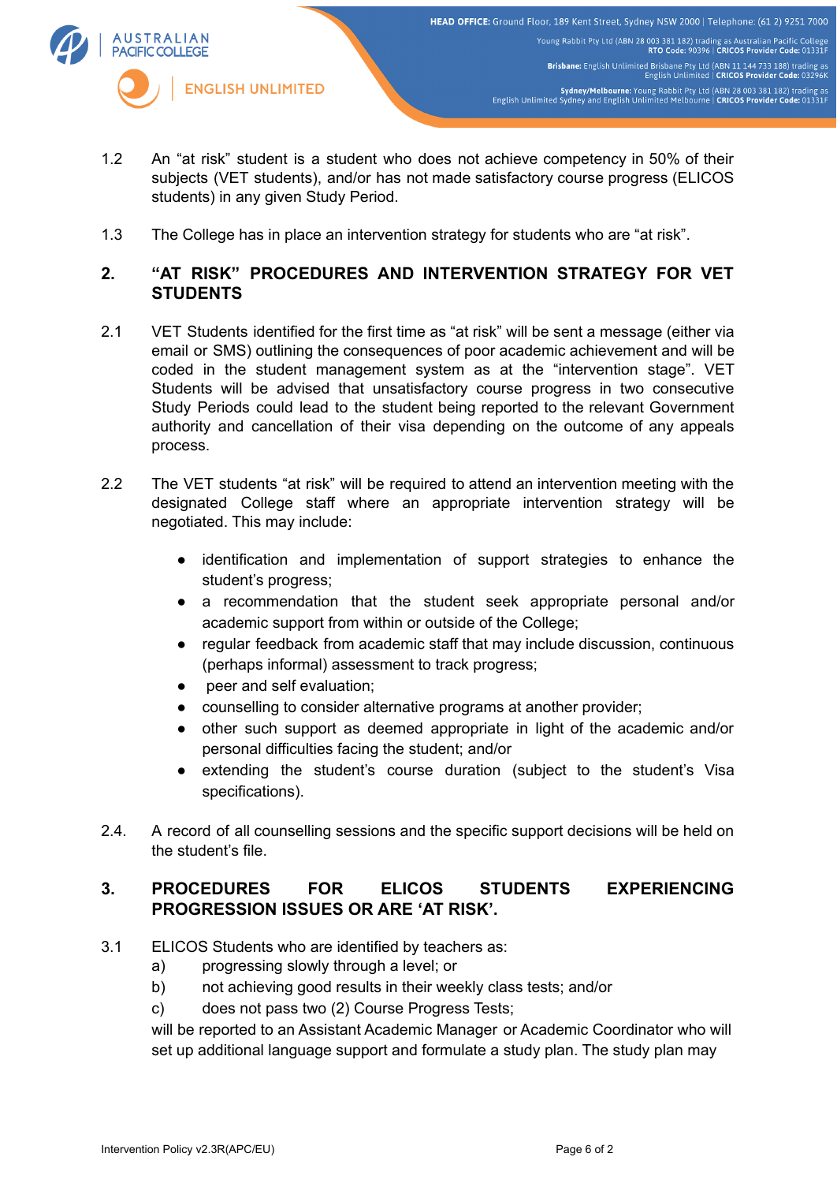1.2 An "at risk" student is a student who does not achieve competency in 50% of their subjects (VET students), and/or has not made satisfactory course progress (ELICOS students) in any given Study Period.

1.3 The College has in place an intervention strategy for students who are "at risk".

## 2. "AT RISK" PROCEDURES AND INTERVENTION STRATEGY FOR VET STUDENTS

2.1 VET Students identified for the first time as "at risk" will be sent a message (either via email or SMS) outlining the consequences of poor academic achievement and will be coded in the student management system as at the "intervention stage". VET Students will be advised that unsatisfactory course progress in two consecutive Study Periods could lead to the student being reported to the relevant Government authority and cancellation of their visa depending on the outcome of any appeals process.

2.2 The VET students "at risk" will be required to attend an intervention meeting with the designated College staff where an appropriate intervention strategy will be negotiated. This may include:

- identification and implementation of support strategies to enhance the student's progress;
- a recommendation that the student seek appropriate personal and/or academic support from within or outside of the College;
- regular feedback from academic staff that may include discussion, continuous (perhaps informal) assessment to track progress;
- peer and self evaluation;
- counselling to consider alternative programs at another provider;
- other such support as deemed appropriate in light of the academic and/or personal difficulties facing the student; and/or
- extending the student's course duration (subject to the student's Visa specifications).

2.4. A record of all counselling sessions and the specific support decisions will be held on the student's file.

## 3. PROCEDURES FOR ELICOS STUDENTS EXPERIENCING PROGRESSION ISSUES OR ARE 'AT RISK'.

3.1 ELICOS Students who are identified by teachers as:

a) progressing slowly through a level; or

b) not achieving good results in their weekly class tests; and/or

c) does not pass two (2) Course Progress Tests;

will be reported to an Assistant Academic Manager or Academic Coordinator who will set up additional language support and formulate a study plan. The study plan may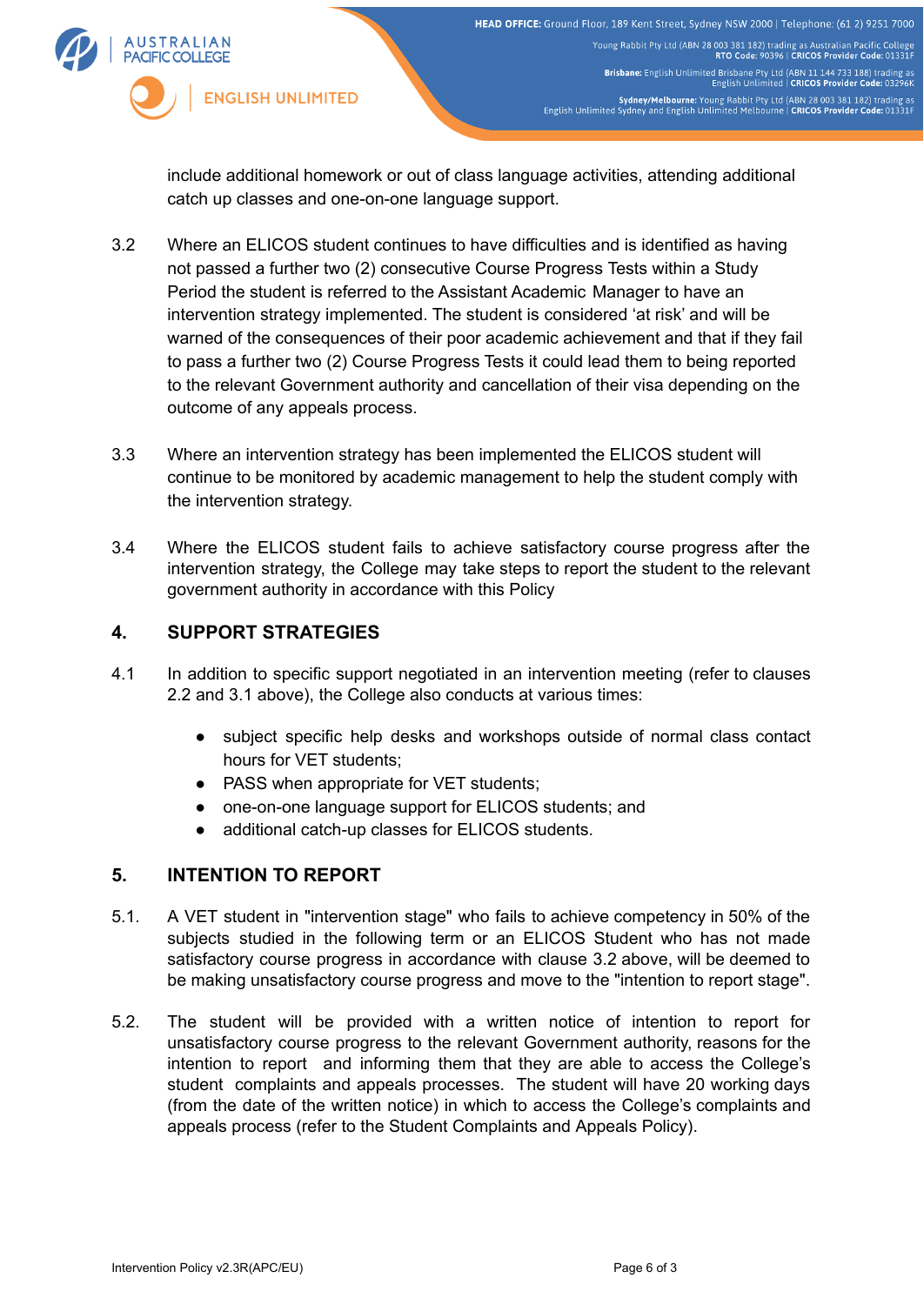include additional homework or out of class language activities, attending additional catch up classes and one-on-one language support.

3.2 Where an ELICOS student continues to have difficulties and is identified as having not passed a further two (2) consecutive Course Progress Tests within a Study Period the student is referred to the Assistant Academic Manager to have an intervention strategy implemented. The student is considered 'at risk' and will be warned of the consequences of their poor academic achievement and that if they fail to pass a further two (2) Course Progress Tests it could lead them to being reported to the relevant Government authority and cancellation of their visa depending on the outcome of any appeals process.

3.3 Where an intervention strategy has been implemented the ELICOS student will continue to be monitored by academic management to help the student comply with the intervention strategy.

3.4 Where the ELICOS student fails to achieve satisfactory course progress after the intervention strategy, the College may take steps to report the student to the relevant government authority in accordance with this Policy

## 4. SUPPORT STRATEGIES

4.1 In addition to specific support negotiated in an intervention meeting (refer to clauses 2.2 and 3.1 above), the College also conducts at various times:

- subject specific help desks and workshops outside of normal class contact hours for VET students;
- PASS when appropriate for VET students;
- one-on-one language support for ELICOS students; and
- additional catch-up classes for ELICOS students.

## 5. INTENTION TO REPORT

5.1. A VET student in "intervention stage" who fails to achieve competency in 50% of the subjects studied in the following term or an ELICOS Student who has not made satisfactory course progress in accordance with clause 3.2 above, will be deemed to be making unsatisfactory course progress and move to the "intention to report stage".

5.2. The student will be provided with a written notice of intention to report for unsatisfactory course progress to the relevant Government authority, reasons for the intention to report and informing them that they are able to access the College's student complaints and appeals processes. The student will have 20 working days (from the date of the written notice) in which to access the College's complaints and appeals process (refer to the Student Complaints and Appeals Policy).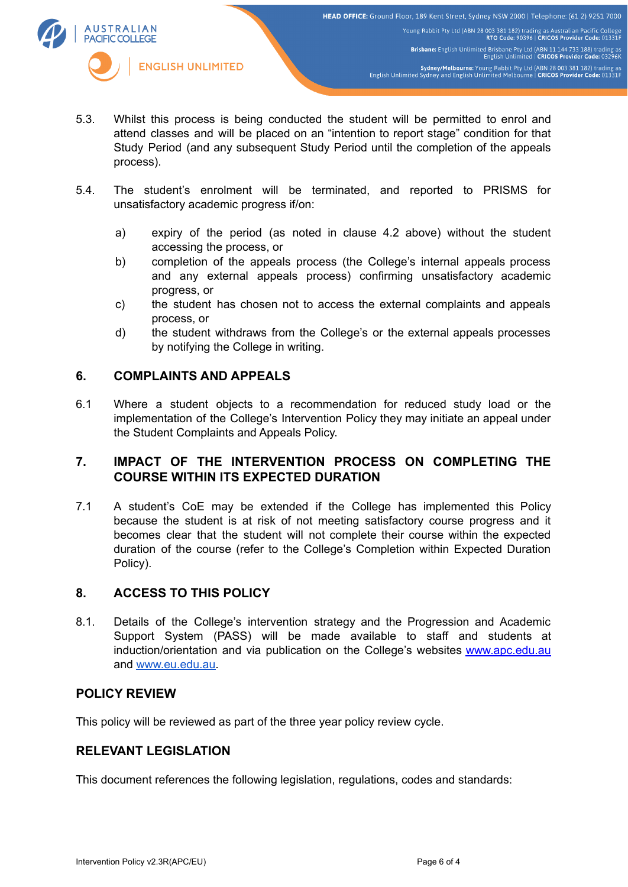5.3. Whilst this process is being conducted the student will be permitted to enrol and attend classes and will be placed on an “intention to report stage” condition for that Study Period (and any subsequent Study Period until the completion of the appeals process).

5.4. The student’s enrolment will be terminated, and reported to PRISMS for unsatisfactory academic progress if/on:

a) expiry of the period (as noted in clause 4.2 above) without the student accessing the process, or
b) completion of the appeals process (the College’s internal appeals process and any external appeals process) confirming unsatisfactory academic progress, or
c) the student has chosen not to access the external complaints and appeals process, or
d) the student withdraws from the College’s or the external appeals processes by notifying the College in writing.

## 6. COMPLAINTS AND APPEALS

6.1 Where a student objects to a recommendation for reduced study load or the implementation of the College’s Intervention Policy they may initiate an appeal under the Student Complaints and Appeals Policy.

## 7. IMPACT OF THE INTERVENTION PROCESS ON COMPLETING THE COURSE WITHIN ITS EXPECTED DURATION

7.1 A student’s CoE may be extended if the College has implemented this Policy because the student is at risk of not meeting satisfactory course progress and it becomes clear that the student will not complete their course within the expected duration of the course (refer to the College’s Completion within Expected Duration Policy).

## 8. ACCESS TO THIS POLICY

8.1. Details of the College’s intervention strategy and the Progression and Academic Support System (PASS) will be made available to staff and students at induction/orientation and via publication on the College’s websites [www.apc.edu.au](http://www.apc.edu.au) and [www.eu.edu.au](http://www.eu.edu.au).

## POLICY REVIEW

This policy will be reviewed as part of the three year policy review cycle.

## RELEVANT LEGISLATION

This document references the following legislation, regulations, codes and standards: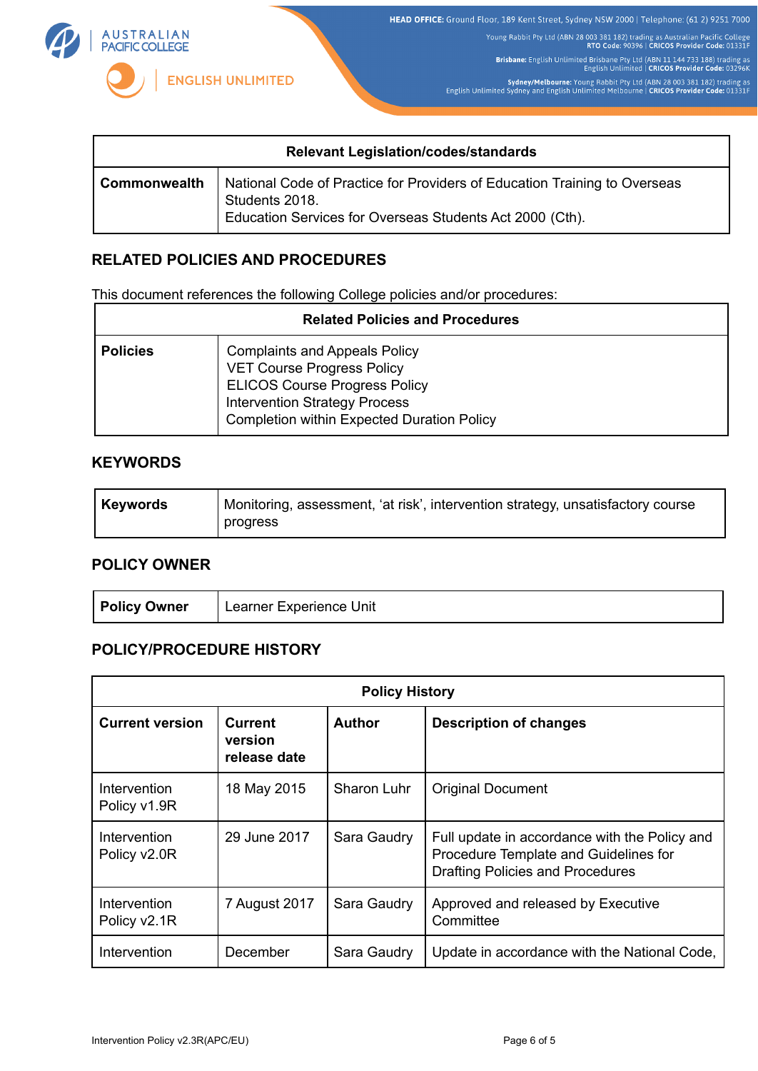| Relevant Legislation/codes/standards | |
|---|---|
| **Commonwealth** | National Code of Practice for Providers of Education Training to Overseas Students 2018.<br>Education Services for Overseas Students Act 2000 (Cth). |

## RELATED POLICIES AND PROCEDURES

This document references the following College policies and/or procedures:

| Related Policies and Procedures | |
|---|---|
| **Policies** | Complaints and Appeals Policy<br>VET Course Progress Policy<br>ELICOS Course Progress Policy<br>Intervention Strategy Process<br>Completion within Expected Duration Policy |

## KEYWORDS

| | |
|---|---|
| **Keywords** | Monitoring, assessment, 'at risk', intervention strategy, unsatisfactory course progress |

## POLICY OWNER

| | |
|---|---|
| **Policy Owner** | Learner Experience Unit |

## POLICY/PROCEDURE HISTORY

| Policy History | | | |
|---|---|---|---|
| **Current version** | **Current version release date** | **Author** | **Description of changes** |
| Intervention Policy v1.9R | 18 May 2015 | Sharon Luhr | Original Document |
| Intervention Policy v2.0R | 29 June 2017 | Sara Gaudry | Full update in accordance with the Policy and Procedure Template and Guidelines for Drafting Policies and Procedures |
| Intervention Policy v2.1R | 7 August 2017 | Sara Gaudry | Approved and released by Executive Committee |
| Intervention | December | Sara Gaudry | Update in accordance with the National Code, |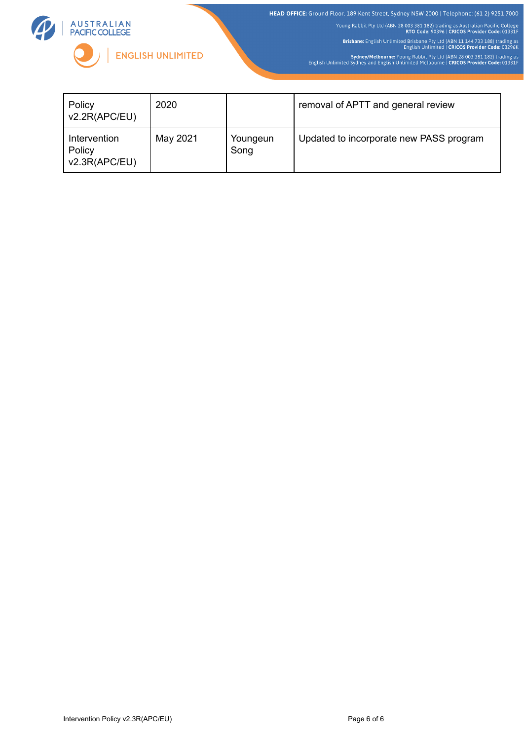| | | | |
|---|---|---|---|
| Policy v2.2R(APC/EU) | 2020 | | removal of APTT and general review |
| Intervention Policy v2.3R(APC/EU) | May 2021 | Youngeun Song | Updated to incorporate new PASS program |